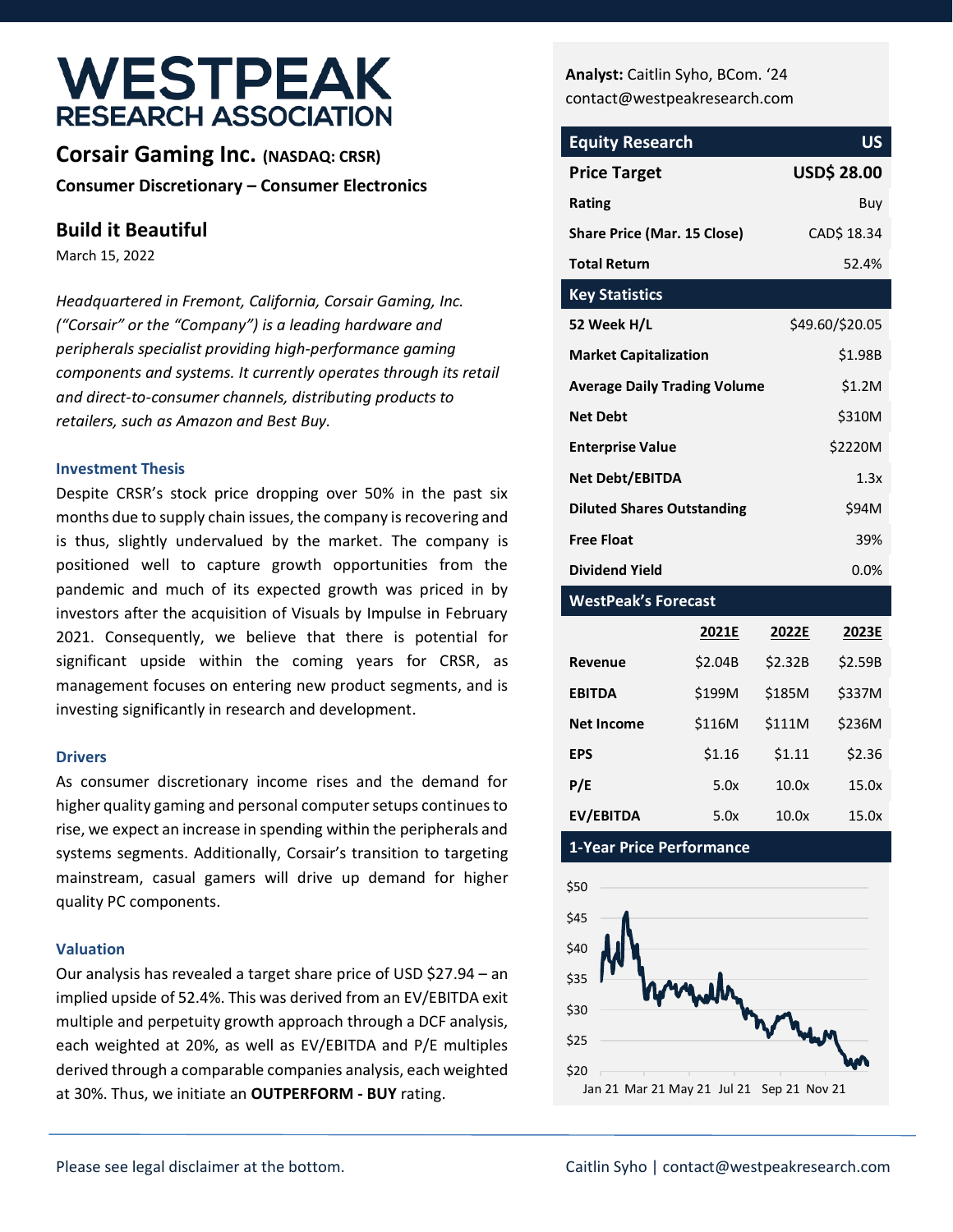# WESTPEAK RESEARCH ASSOCIATION

## Corsair Gaming Inc. (NASDAQ: CRSR)

**Consumer Discretionary – Consumer Electronics**

## Build it Beautiful

March 15, 2022

*Headquartered in Fremont, California, Corsair Gaming, Inc. ("Corsair" or the "Company") is a leading hardware and peripherals specialist providing high-performance gaming components and systems. It currently operates through its retail and direct-to-consumer channels, distributing products to retailers, such as Amazon and Best Buy.*

### Investment Thesis

Despite CRSR's stock price dropping over 50% in the past six months due to supply chain issues, the company is recovering and is thus, slightly undervalued by the market. The company is positioned well to capture growth opportunities from the pandemic and much of its expected growth was priced in by investors after the acquisition of Visuals by Impulse in February 2021. Consequently, we believe that there is potential for significant upside within the coming years for CRSR, as management focuses on entering new product segments, and is investing significantly in research and development.

### Drivers

As consumer discretionary income rises and the demand for higher quality gaming and personal computer setups continues to rise, we expect an increase in spending within the peripherals and systems segments. Additionally, Corsair's transition to targeting mainstream, casual gamers will drive up demand for higher quality PC components.

### Valuation

Our analysis has revealed a target share price of USD $27.94 – an implied upside of 52.4%. This was derived from an EV/EBITDA exit multiple and perpetuity growth approach through a DCF analysis, each weighted at 20%, as well as EV/EBITDA and P/E multiples derived through a comparable companies analysis, each weighted at 30%. Thus, we initiate an **OUTPERFORM - BUY** rating.

**Analyst:** Caitlin Syho, BCom. '24
contact@westpeakresearch.com

| Equity Research | US |
|---|---|
| **Price Target** | **USD$ 28.00** |
| **Rating** | Buy |
| **Share Price (Mar. 15 Close)** | CAD$ 18.34 |
| **Total Return** | 52.4% |

| Key Statistics | |
|---|---|
| **52 Week H/L** | $49.60/$20.05 |
| **Market Capitalization** | $1.98B |
| **Average Daily Trading Volume** | $1.2M |
| **Net Debt** | $310M |
| **Enterprise Value** | $2220M |
| **Net Debt/EBITDA** | 1.3x |
| **Diluted Shares Outstanding** | $94M |
| **Free Float** | 39% |
| **Dividend Yield** | 0.0% |

**WestPeak's Forecast**

| | 2021E | 2022E | 2023E |
|---|---|---|---|
| **Revenue** | $2.04B | $2.32B | $2.59B |
| **EBITDA** | $199M | $185M | $337M |
| **Net Income** | $116M | $111M | $236M |
| **EPS** | $1.16 | $1.11 | $2.36 |
| **P/E** | 5.0x | 10.0x | 15.0x |
| **EV/EBITDA** | 5.0x | 10.0x | 15.0x |

**1-Year Price Performance**

Please see legal disclaimer at the bottom.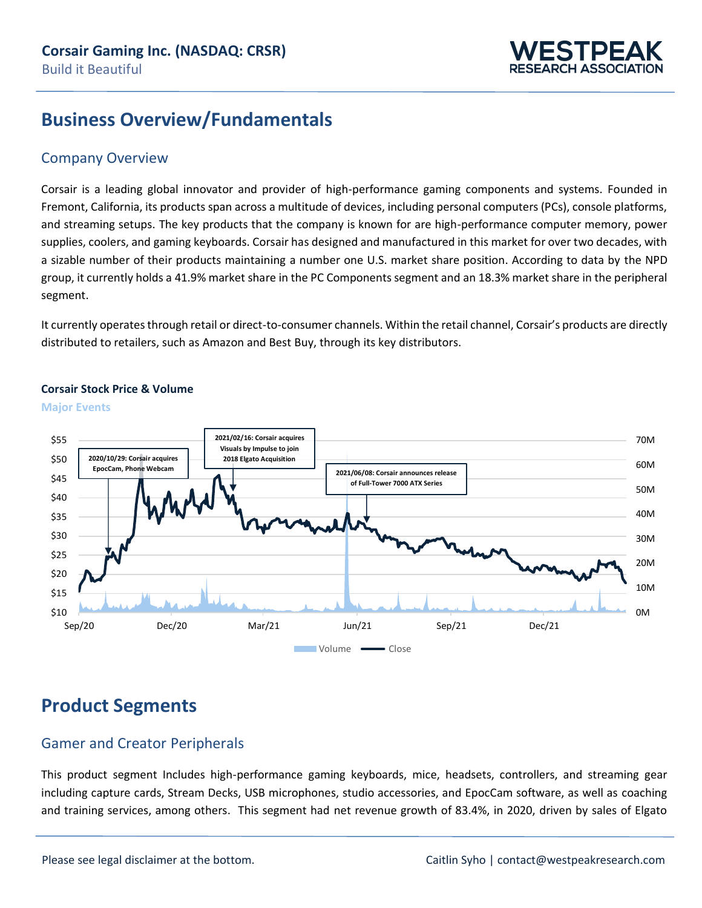# Business Overview/Fundamentals

## Company Overview

Corsair is a leading global innovator and provider of high-performance gaming components and systems. Founded in Fremont, California, its products span across a multitude of devices, including personal computers (PCs), console platforms, and streaming setups. The key products that the company is known for are high-performance computer memory, power supplies, coolers, and gaming keyboards. Corsair has designed and manufactured in this market for over two decades, with a sizable number of their products maintaining a number one U.S. market share position. According to data by the NPD group, it currently holds a 41.9% market share in the PC Components segment and an 18.3% market share in the peripheral segment.

It currently operates through retail or direct-to-consumer channels. Within the retail channel, Corsair's products are directly distributed to retailers, such as Amazon and Best Buy, through its key distributors.

**Corsair Stock Price & Volume**

**Major Events**

- 2020/10/29: Corsair acquires EpocCam, Phone Webcam
- 2021/02/16: Corsair acquires Visuals by Impulse to join 2018 Elgato Acquisition
- 2021/06/08: Corsair announces release of Full-Tower 7000 ATX Series

# Product Segments

## Gamer and Creator Peripherals

This product segment Includes high-performance gaming keyboards, mice, headsets, controllers, and streaming gear including capture cards, Stream Decks, USB microphones, studio accessories, and EpocCam software, as well as coaching and training services, among others. This segment had net revenue growth of 83.4%, in 2020, driven by sales of Elgato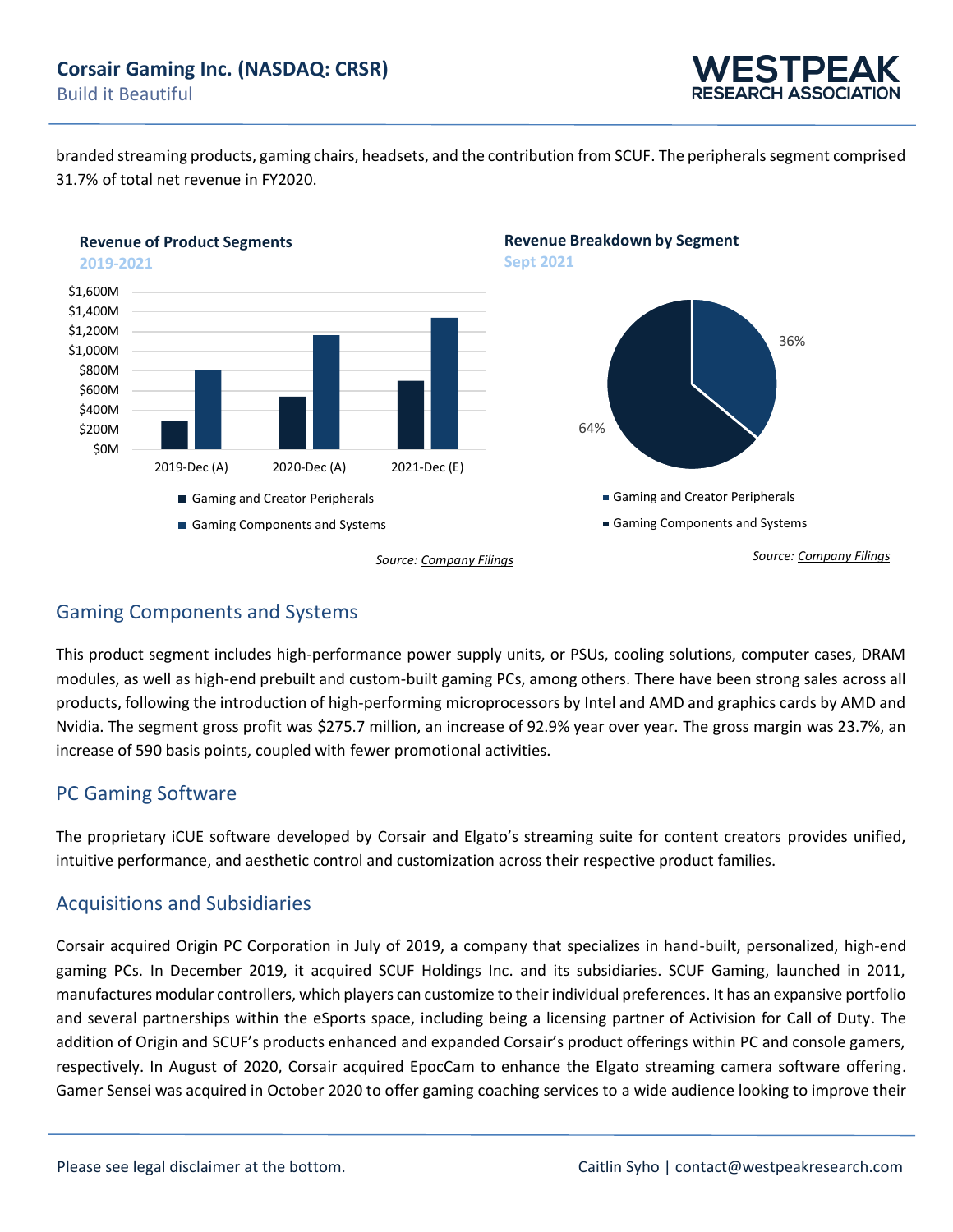branded streaming products, gaming chairs, headsets, and the contribution from SCUF. The peripherals segment comprised 31.7% of total net revenue in FY2020.

**Revenue of Product Segments**
2019-2021

Source: Company Filings

**Revenue Breakdown by Segment**
Sept 2021

Source: Company Filings

## Gaming Components and Systems

This product segment includes high-performance power supply units, or PSUs, cooling solutions, computer cases, DRAM modules, as well as high-end prebuilt and custom-built gaming PCs, among others. There have been strong sales across all products, following the introduction of high-performing microprocessors by Intel and AMD and graphics cards by AMD and Nvidia. The segment gross profit was $275.7 million, an increase of 92.9% year over year. The gross margin was 23.7%, an increase of 590 basis points, coupled with fewer promotional activities.

## PC Gaming Software

The proprietary iCUE software developed by Corsair and Elgato's streaming suite for content creators provides unified, intuitive performance, and aesthetic control and customization across their respective product families.

## Acquisitions and Subsidiaries

Corsair acquired Origin PC Corporation in July of 2019, a company that specializes in hand-built, personalized, high-end gaming PCs. In December 2019, it acquired SCUF Holdings Inc. and its subsidiaries. SCUF Gaming, launched in 2011, manufactures modular controllers, which players can customize to their individual preferences. It has an expansive portfolio and several partnerships within the eSports space, including being a licensing partner of Activision for Call of Duty. The addition of Origin and SCUF's products enhanced and expanded Corsair's product offerings within PC and console gamers, respectively. In August of 2020, Corsair acquired EpocCam to enhance the Elgato streaming camera software offering. Gamer Sensei was acquired in October 2020 to offer gaming coaching services to a wide audience looking to improve their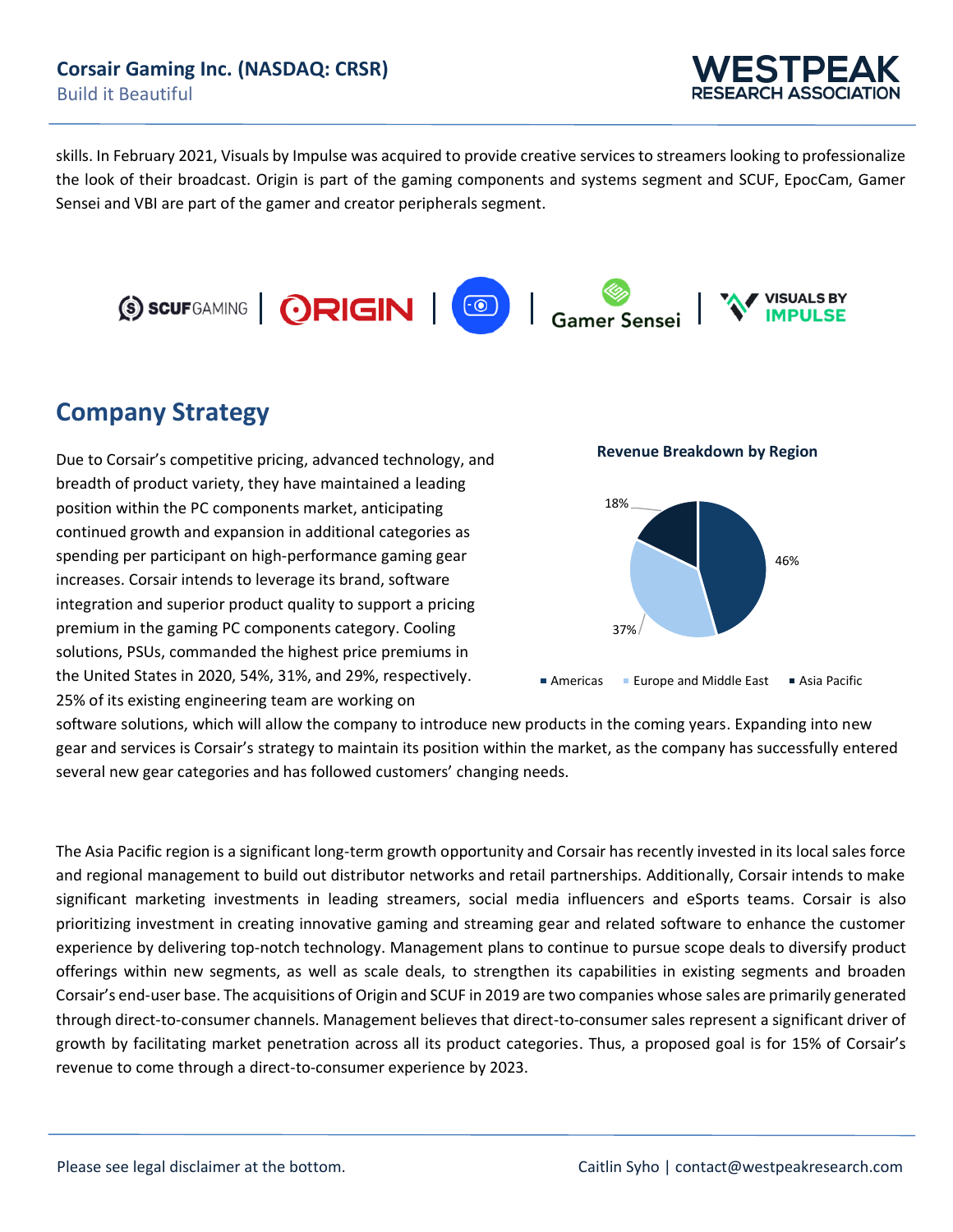skills. In February 2021, Visuals by Impulse was acquired to provide creative services to streamers looking to professionalize the look of their broadcast. Origin is part of the gaming components and systems segment and SCUF, EpocCam, Gamer Sensei and VBI are part of the gamer and creator peripherals segment.

## Company Strategy

Due to Corsair's competitive pricing, advanced technology, and breadth of product variety, they have maintained a leading position within the PC components market, anticipating continued growth and expansion in additional categories as spending per participant on high-performance gaming gear increases. Corsair intends to leverage its brand, software integration and superior product quality to support a pricing premium in the gaming PC components category. Cooling solutions, PSUs, commanded the highest price premiums in the United States in 2020, 54%, 31%, and 29%, respectively. 25% of its existing engineering team are working on software solutions, which will allow the company to introduce new products in the coming years. Expanding into new gear and services is Corsair's strategy to maintain its position within the market, as the company has successfully entered several new gear categories and has followed customers' changing needs.

**Revenue Breakdown by Region**

| Region | Share |
|---|---|
| Americas | 46% |
| Europe and Middle East | 37% |
| Asia Pacific | 18% |

The Asia Pacific region is a significant long-term growth opportunity and Corsair has recently invested in its local sales force and regional management to build out distributor networks and retail partnerships. Additionally, Corsair intends to make significant marketing investments in leading streamers, social media influencers and eSports teams. Corsair is also prioritizing investment in creating innovative gaming and streaming gear and related software to enhance the customer experience by delivering top-notch technology. Management plans to continue to pursue scope deals to diversify product offerings within new segments, as well as scale deals, to strengthen its capabilities in existing segments and broaden Corsair's end-user base. The acquisitions of Origin and SCUF in 2019 are two companies whose sales are primarily generated through direct-to-consumer channels. Management believes that direct-to-consumer sales represent a significant driver of growth by facilitating market penetration across all its product categories. Thus, a proposed goal is for 15% of Corsair's revenue to come through a direct-to-consumer experience by 2023.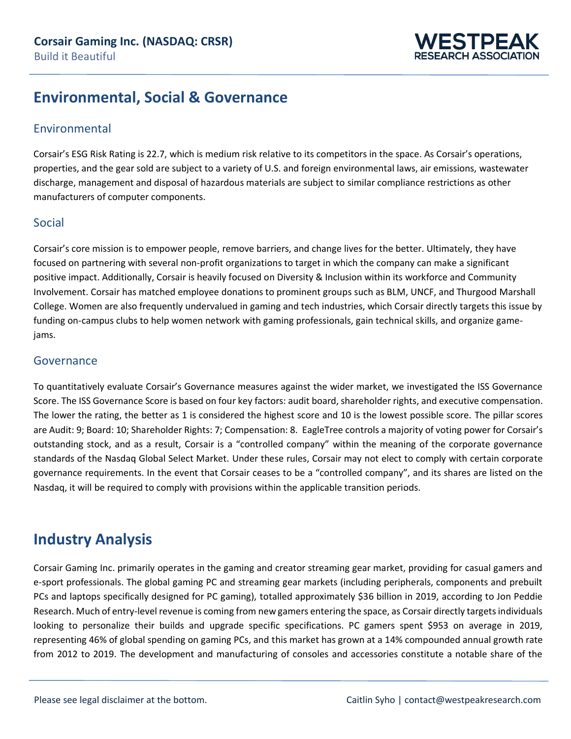## Environmental, Social & Governance

### Environmental

Corsair's ESG Risk Rating is 22.7, which is medium risk relative to its competitors in the space. As Corsair's operations, properties, and the gear sold are subject to a variety of U.S. and foreign environmental laws, air emissions, wastewater discharge, management and disposal of hazardous materials are subject to similar compliance restrictions as other manufacturers of computer components.

### Social

Corsair's core mission is to empower people, remove barriers, and change lives for the better. Ultimately, they have focused on partnering with several non-profit organizations to target in which the company can make a significant positive impact. Additionally, Corsair is heavily focused on Diversity & Inclusion within its workforce and Community Involvement. Corsair has matched employee donations to prominent groups such as BLM, UNCF, and Thurgood Marshall College. Women are also frequently undervalued in gaming and tech industries, which Corsair directly targets this issue by funding on-campus clubs to help women network with gaming professionals, gain technical skills, and organize game-jams.

### Governance

To quantitatively evaluate Corsair's Governance measures against the wider market, we investigated the ISS Governance Score. The ISS Governance Score is based on four key factors: audit board, shareholder rights, and executive compensation. The lower the rating, the better as 1 is considered the highest score and 10 is the lowest possible score. The pillar scores are Audit: 9; Board: 10; Shareholder Rights: 7; Compensation: 8. EagleTree controls a majority of voting power for Corsair's outstanding stock, and as a result, Corsair is a "controlled company" within the meaning of the corporate governance standards of the Nasdaq Global Select Market. Under these rules, Corsair may not elect to comply with certain corporate governance requirements. In the event that Corsair ceases to be a "controlled company", and its shares are listed on the Nasdaq, it will be required to comply with provisions within the applicable transition periods.

## Industry Analysis

Corsair Gaming Inc. primarily operates in the gaming and creator streaming gear market, providing for casual gamers and e-sport professionals. The global gaming PC and streaming gear markets (including peripherals, components and prebuilt PCs and laptops specifically designed for PC gaming), totalled approximately $36 billion in 2019, according to Jon Peddie Research. Much of entry-level revenue is coming from new gamers entering the space, as Corsair directly targets individuals looking to personalize their builds and upgrade specific specifications. PC gamers spent $953 on average in 2019, representing 46% of global spending on gaming PCs, and this market has grown at a 14% compounded annual growth rate from 2012 to 2019. The development and manufacturing of consoles and accessories constitute a notable share of the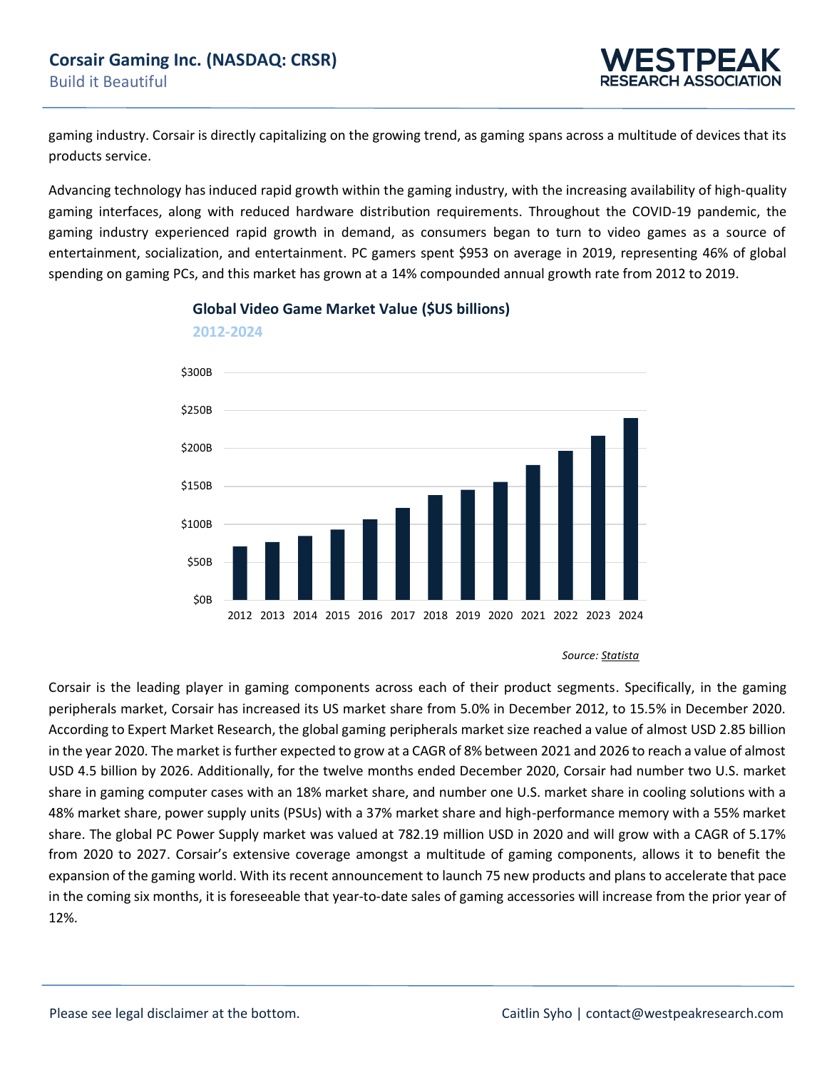gaming industry. Corsair is directly capitalizing on the growing trend, as gaming spans across a multitude of devices that its products service.

Advancing technology has induced rapid growth within the gaming industry, with the increasing availability of high-quality gaming interfaces, along with reduced hardware distribution requirements. Throughout the COVID-19 pandemic, the gaming industry experienced rapid growth in demand, as consumers began to turn to video games as a source of entertainment, socialization, and entertainment. PC gamers spent $953 on average in 2019, representing 46% of global spending on gaming PCs, and this market has grown at a 14% compounded annual growth rate from 2012 to 2019.

**Global Video Game Market Value ($US billions)**

**2012-2024**

*Source: Statista*

Corsair is the leading player in gaming components across each of their product segments. Specifically, in the gaming peripherals market, Corsair has increased its US market share from 5.0% in December 2012, to 15.5% in December 2020. According to Expert Market Research, the global gaming peripherals market size reached a value of almost USD 2.85 billion in the year 2020. The market is further expected to grow at a CAGR of 8% between 2021 and 2026 to reach a value of almost USD 4.5 billion by 2026. Additionally, for the twelve months ended December 2020, Corsair had number two U.S. market share in gaming computer cases with an 18% market share, and number one U.S. market share in cooling solutions with a 48% market share, power supply units (PSUs) with a 37% market share and high-performance memory with a 55% market share. The global PC Power Supply market was valued at 782.19 million USD in 2020 and will grow with a CAGR of 5.17% from 2020 to 2027. Corsair's extensive coverage amongst a multitude of gaming components, allows it to benefit the expansion of the gaming world. With its recent announcement to launch 75 new products and plans to accelerate that pace in the coming six months, it is foreseeable that year-to-date sales of gaming accessories will increase from the prior year of 12%.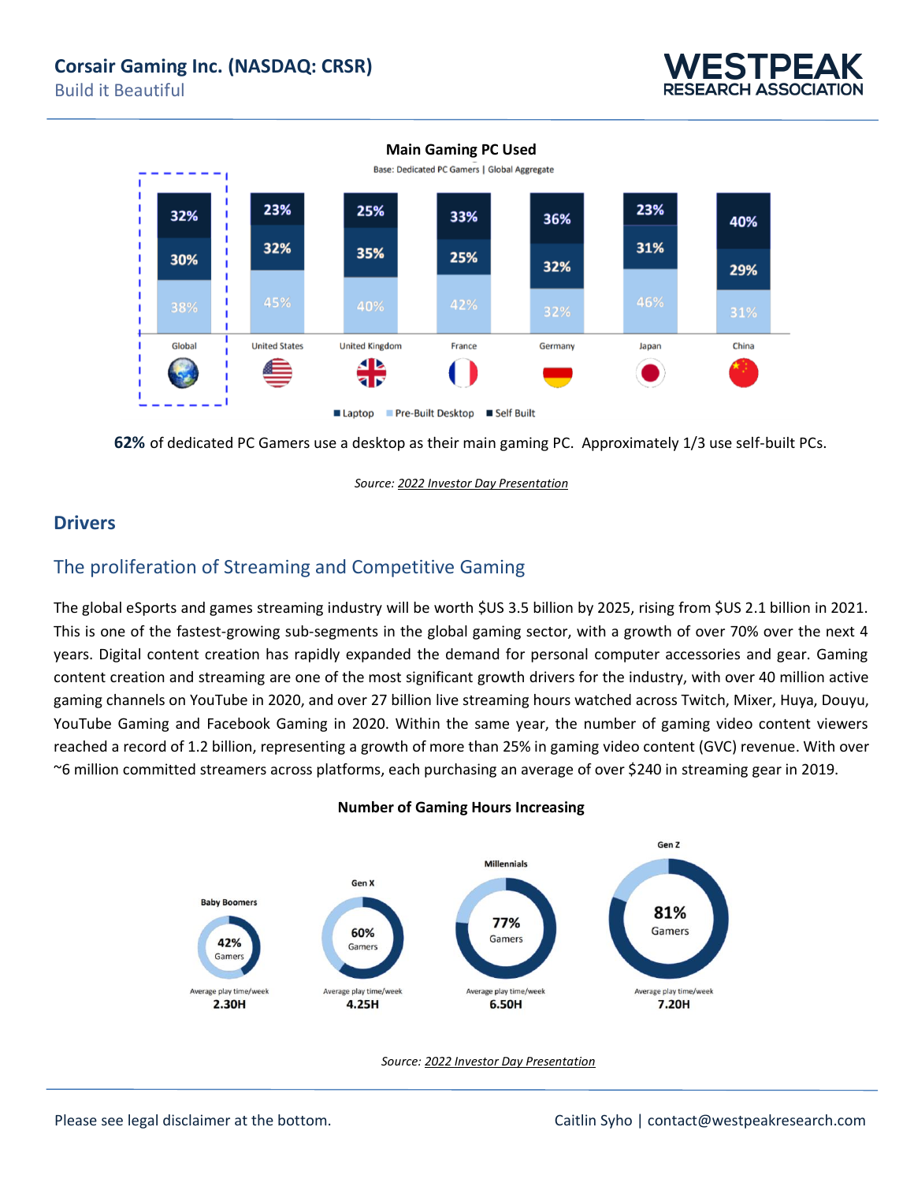**Main Gaming PC Used**

Base: Dedicated PC Gamers | Global Aggregate

| | Global | United States | United Kingdom | France | Germany | Japan | China |
|---|---|---|---|---|---|---|---|
| Self Built | 32% | 23% | 25% | 33% | 36% | 23% | 40% |
| Laptop | 30% | 32% | 35% | 25% | 32% | 31% | 29% |
| Pre-Built Desktop | 38% | 45% | 40% | 42% | 32% | 46% | 31% |

**62%** of dedicated PC Gamers use a desktop as their main gaming PC. Approximately 1/3 use self-built PCs.

*Source: 2022 Investor Day Presentation*

## Drivers

### The proliferation of Streaming and Competitive Gaming

The global eSports and games streaming industry will be worth $US 3.5 billion by 2025, rising from $US 2.1 billion in 2021. This is one of the fastest-growing sub-segments in the global gaming sector, with a growth of over 70% over the next 4 years. Digital content creation has rapidly expanded the demand for personal computer accessories and gear. Gaming content creation and streaming are one of the most significant growth drivers for the industry, with over 40 million active gaming channels on YouTube in 2020, and over 27 billion live streaming hours watched across Twitch, Mixer, Huya, Douyu, YouTube Gaming and Facebook Gaming in 2020. Within the same year, the number of gaming video content viewers reached a record of 1.2 billion, representing a growth of more than 25% in gaming video content (GVC) revenue. With over ~6 million committed streamers across platforms, each purchasing an average of over $240 in streaming gear in 2019.

**Number of Gaming Hours Increasing**

| | Baby Boomers | Gen X | Millennials | Gen Z |
|---|---|---|---|---|
| Gamers | 42% | 60% | 77% | 81% |
| Average play time/week | 2.30H | 4.25H | 6.50H | 7.20H |

*Source: 2022 Investor Day Presentation*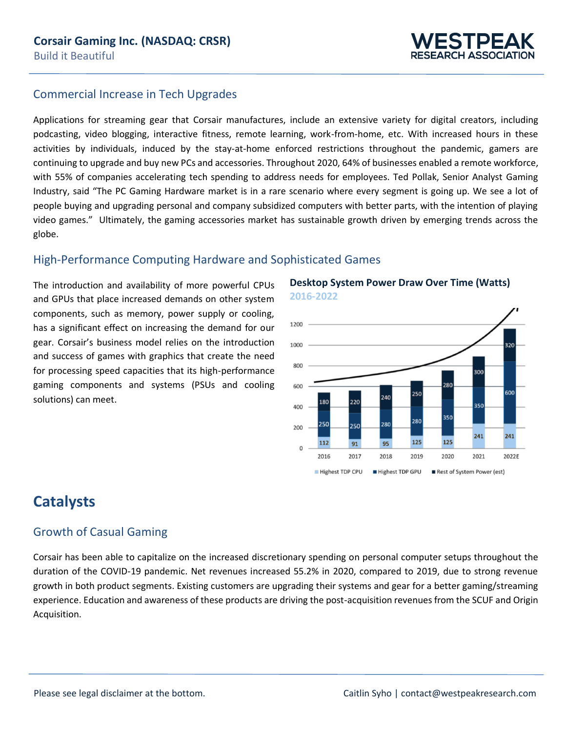## Commercial Increase in Tech Upgrades

Applications for streaming gear that Corsair manufactures, include an extensive variety for digital creators, including podcasting, video blogging, interactive fitness, remote learning, work-from-home, etc. With increased hours in these activities by individuals, induced by the stay-at-home enforced restrictions throughout the pandemic, gamers are continuing to upgrade and buy new PCs and accessories. Throughout 2020, 64% of businesses enabled a remote workforce, with 55% of companies accelerating tech spending to address needs for employees. Ted Pollak, Senior Analyst Gaming Industry, said "The PC Gaming Hardware market is in a rare scenario where every segment is going up. We see a lot of people buying and upgrading personal and company subsidized computers with better parts, with the intention of playing video games." Ultimately, the gaming accessories market has sustainable growth driven by emerging trends across the globe.

## High-Performance Computing Hardware and Sophisticated Games

The introduction and availability of more powerful CPUs and GPUs that place increased demands on other system components, such as memory, power supply or cooling, has a significant effect on increasing the demand for our gear. Corsair's business model relies on the introduction and success of games with graphics that create the need for processing speed capacities that its high-performance gaming components and systems (PSUs and cooling solutions) can meet.

**Desktop System Power Draw Over Time (Watts)**
2016-2022

| Year | Highest TDP CPU | Highest TDP GPU | Rest of System Power (est) |
|---|---|---|---|
| 2016 | 112 | 250 | 180 |
| 2017 | 91 | 250 | 220 |
| 2018 | 95 | 280 | 240 |
| 2019 | 125 | 280 | 250 |
| 2020 | 125 | 350 | 280 |
| 2021 | 241 | 350 | 300 |
| 2022E | 241 | 600 | 320 |

# Catalysts

## Growth of Casual Gaming

Corsair has been able to capitalize on the increased discretionary spending on personal computer setups throughout the duration of the COVID-19 pandemic. Net revenues increased 55.2% in 2020, compared to 2019, due to strong revenue growth in both product segments. Existing customers are upgrading their systems and gear for a better gaming/streaming experience. Education and awareness of these products are driving the post-acquisition revenues from the SCUF and Origin Acquisition.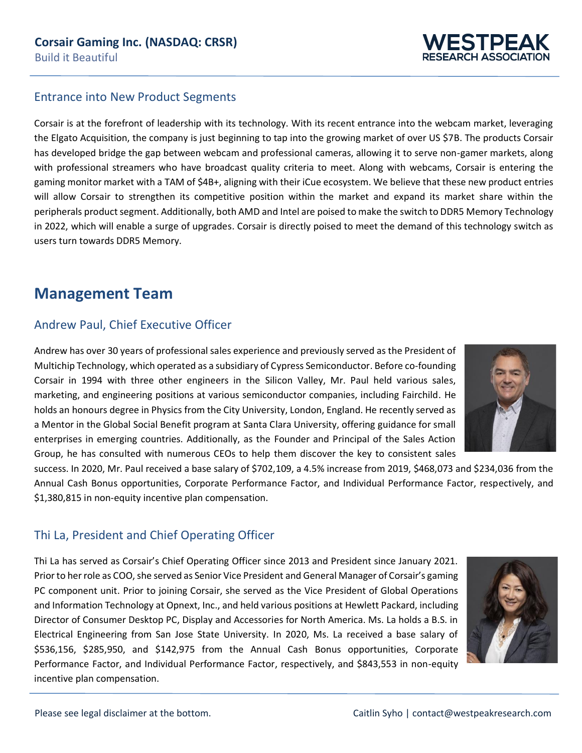### Entrance into New Product Segments

Corsair is at the forefront of leadership with its technology. With its recent entrance into the webcam market, leveraging the Elgato Acquisition, the company is just beginning to tap into the growing market of over US $7B. The products Corsair has developed bridge the gap between webcam and professional cameras, allowing it to serve non-gamer markets, along with professional streamers who have broadcast quality criteria to meet. Along with webcams, Corsair is entering the gaming monitor market with a TAM of $4B+, aligning with their iCue ecosystem. We believe that these new product entries will allow Corsair to strengthen its competitive position within the market and expand its market share within the peripherals product segment. Additionally, both AMD and Intel are poised to make the switch to DDR5 Memory Technology in 2022, which will enable a surge of upgrades. Corsair is directly poised to meet the demand of this technology switch as users turn towards DDR5 Memory.

## Management Team

### Andrew Paul, Chief Executive Officer

Andrew has over 30 years of professional sales experience and previously served as the President of Multichip Technology, which operated as a subsidiary of Cypress Semiconductor. Before co-founding Corsair in 1994 with three other engineers in the Silicon Valley, Mr. Paul held various sales, marketing, and engineering positions at various semiconductor companies, including Fairchild. He holds an honours degree in Physics from the City University, London, England. He recently served as a Mentor in the Global Social Benefit program at Santa Clara University, offering guidance for small enterprises in emerging countries. Additionally, as the Founder and Principal of the Sales Action Group, he has consulted with numerous CEOs to help them discover the key to consistent sales success. In 2020, Mr. Paul received a base salary of $702,109, a 4.5% increase from 2019, $468,073 and $234,036 from the Annual Cash Bonus opportunities, Corporate Performance Factor, and Individual Performance Factor, respectively, and $1,380,815 in non-equity incentive plan compensation.

### Thi La, President and Chief Operating Officer

Thi La has served as Corsair's Chief Operating Officer since 2013 and President since January 2021. Prior to her role as COO, she served as Senior Vice President and General Manager of Corsair's gaming PC component unit. Prior to joining Corsair, she served as the Vice President of Global Operations and Information Technology at Opnext, Inc., and held various positions at Hewlett Packard, including Director of Consumer Desktop PC, Display and Accessories for North America. Ms. La holds a B.S. in Electrical Engineering from San Jose State University. In 2020, Ms. La received a base salary of $536,156, $285,950, and $142,975 from the Annual Cash Bonus opportunities, Corporate Performance Factor, and Individual Performance Factor, respectively, and $843,553 in non-equity incentive plan compensation.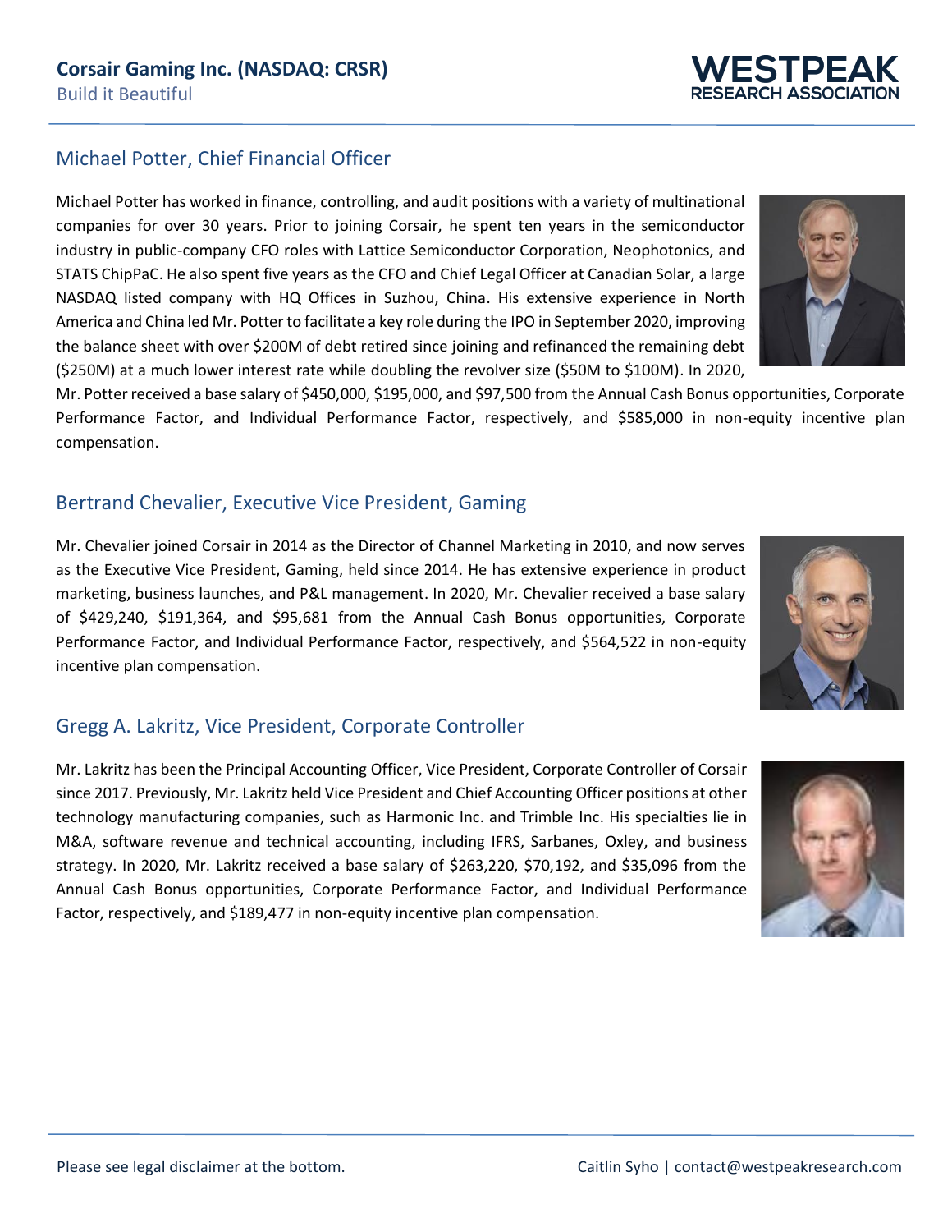## Michael Potter, Chief Financial Officer

Michael Potter has worked in finance, controlling, and audit positions with a variety of multinational companies for over 30 years. Prior to joining Corsair, he spent ten years in the semiconductor industry in public-company CFO roles with Lattice Semiconductor Corporation, Neophotonics, and STATS ChipPaC. He also spent five years as the CFO and Chief Legal Officer at Canadian Solar, a large NASDAQ listed company with HQ Offices in Suzhou, China. His extensive experience in North America and China led Mr. Potter to facilitate a key role during the IPO in September 2020, improving the balance sheet with over $200M of debt retired since joining and refinanced the remaining debt ($250M) at a much lower interest rate while doubling the revolver size ($50M to $100M). In 2020, Mr. Potter received a base salary of $450,000, $195,000, and $97,500 from the Annual Cash Bonus opportunities, Corporate Performance Factor, and Individual Performance Factor, respectively, and $585,000 in non-equity incentive plan compensation.

## Bertrand Chevalier, Executive Vice President, Gaming

Mr. Chevalier joined Corsair in 2014 as the Director of Channel Marketing in 2010, and now serves as the Executive Vice President, Gaming, held since 2014. He has extensive experience in product marketing, business launches, and P&L management. In 2020, Mr. Chevalier received a base salary of $429,240, $191,364, and $95,681 from the Annual Cash Bonus opportunities, Corporate Performance Factor, and Individual Performance Factor, respectively, and $564,522 in non-equity incentive plan compensation.

## Gregg A. Lakritz, Vice President, Corporate Controller

Mr. Lakritz has been the Principal Accounting Officer, Vice President, Corporate Controller of Corsair since 2017. Previously, Mr. Lakritz held Vice President and Chief Accounting Officer positions at other technology manufacturing companies, such as Harmonic Inc. and Trimble Inc. His specialties lie in M&A, software revenue and technical accounting, including IFRS, Sarbanes, Oxley, and business strategy. In 2020, Mr. Lakritz received a base salary of $263,220, $70,192, and $35,096 from the Annual Cash Bonus opportunities, Corporate Performance Factor, and Individual Performance Factor, respectively, and $189,477 in non-equity incentive plan compensation.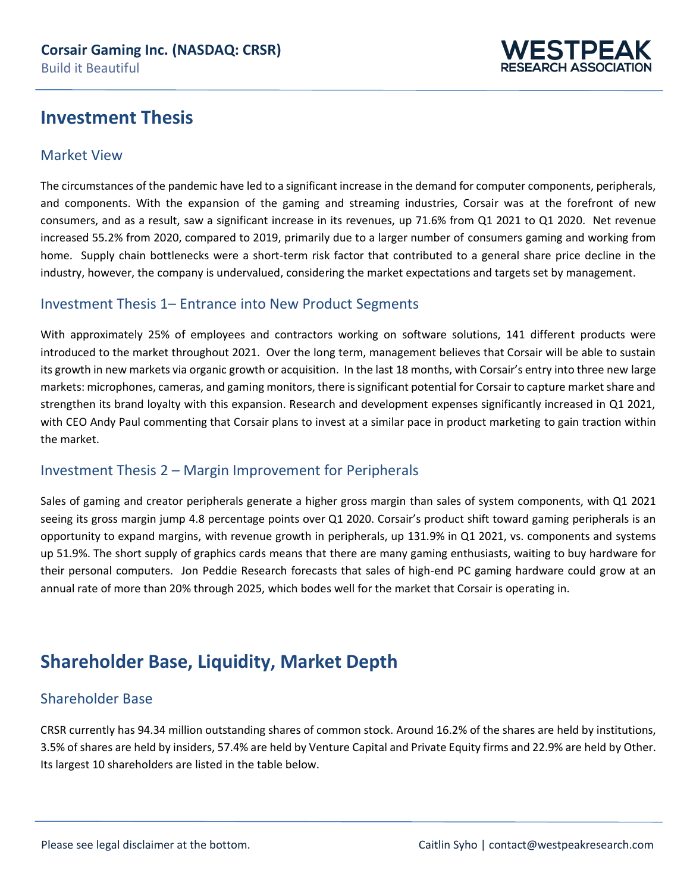# Investment Thesis

## Market View

The circumstances of the pandemic have led to a significant increase in the demand for computer components, peripherals, and components. With the expansion of the gaming and streaming industries, Corsair was at the forefront of new consumers, and as a result, saw a significant increase in its revenues, up 71.6% from Q1 2021 to Q1 2020. Net revenue increased 55.2% from 2020, compared to 2019, primarily due to a larger number of consumers gaming and working from home. Supply chain bottlenecks were a short-term risk factor that contributed to a general share price decline in the industry, however, the company is undervalued, considering the market expectations and targets set by management.

## Investment Thesis 1– Entrance into New Product Segments

With approximately 25% of employees and contractors working on software solutions, 141 different products were introduced to the market throughout 2021. Over the long term, management believes that Corsair will be able to sustain its growth in new markets via organic growth or acquisition. In the last 18 months, with Corsair's entry into three new large markets: microphones, cameras, and gaming monitors, there is significant potential for Corsair to capture market share and strengthen its brand loyalty with this expansion. Research and development expenses significantly increased in Q1 2021, with CEO Andy Paul commenting that Corsair plans to invest at a similar pace in product marketing to gain traction within the market.

## Investment Thesis 2 – Margin Improvement for Peripherals

Sales of gaming and creator peripherals generate a higher gross margin than sales of system components, with Q1 2021 seeing its gross margin jump 4.8 percentage points over Q1 2020. Corsair's product shift toward gaming peripherals is an opportunity to expand margins, with revenue growth in peripherals, up 131.9% in Q1 2021, vs. components and systems up 51.9%. The short supply of graphics cards means that there are many gaming enthusiasts, waiting to buy hardware for their personal computers. Jon Peddie Research forecasts that sales of high-end PC gaming hardware could grow at an annual rate of more than 20% through 2025, which bodes well for the market that Corsair is operating in.

# Shareholder Base, Liquidity, Market Depth

## Shareholder Base

CRSR currently has 94.34 million outstanding shares of common stock. Around 16.2% of the shares are held by institutions, 3.5% of shares are held by insiders, 57.4% are held by Venture Capital and Private Equity firms and 22.9% are held by Other. Its largest 10 shareholders are listed in the table below.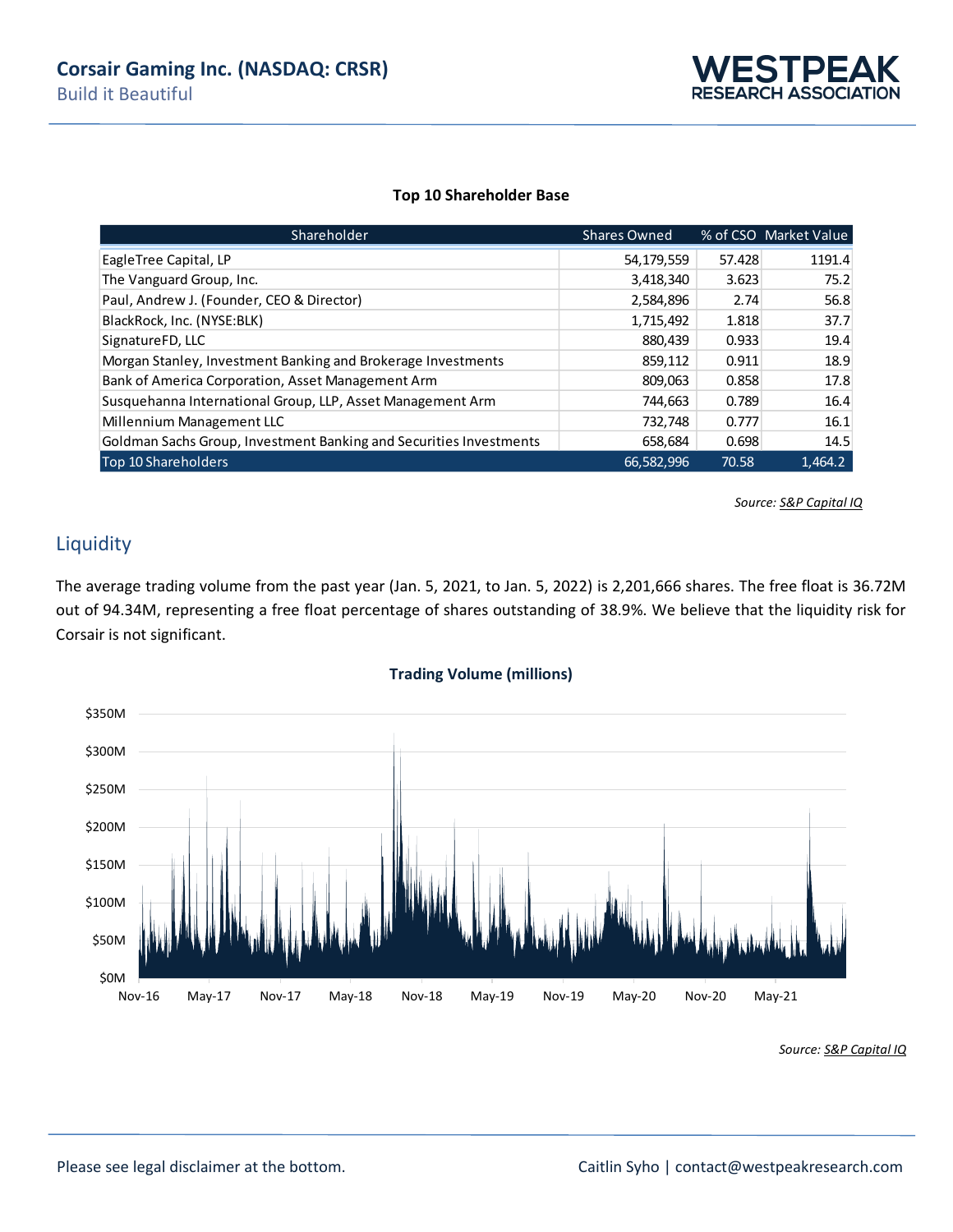**Top 10 Shareholder Base**

| Shareholder | Shares Owned | % of CSO | Market Value |
|---|---|---|---|
| EagleTree Capital, LP | 54,179,559 | 57.428 | 1191.4 |
| The Vanguard Group, Inc. | 3,418,340 | 3.623 | 75.2 |
| Paul, Andrew J. (Founder, CEO & Director) | 2,584,896 | 2.74 | 56.8 |
| BlackRock, Inc. (NYSE:BLK) | 1,715,492 | 1.818 | 37.7 |
| SignatureFD, LLC | 880,439 | 0.933 | 19.4 |
| Morgan Stanley, Investment Banking and Brokerage Investments | 859,112 | 0.911 | 18.9 |
| Bank of America Corporation, Asset Management Arm | 809,063 | 0.858 | 17.8 |
| Susquehanna International Group, LLP, Asset Management Arm | 744,663 | 0.789 | 16.4 |
| Millennium Management LLC | 732,748 | 0.777 | 16.1 |
| Goldman Sachs Group, Investment Banking and Securities Investments | 658,684 | 0.698 | 14.5 |
| Top 10 Shareholders | 66,582,996 | 70.58 | 1,464.2 |

*Source: S&P Capital IQ*

## Liquidity

The average trading volume from the past year (Jan. 5, 2021, to Jan. 5, 2022) is 2,201,666 shares. The free float is 36.72M out of 94.34M, representing a free float percentage of shares outstanding of 38.9%. We believe that the liquidity risk for Corsair is not significant.

**Trading Volume (millions)**

*Source: S&P Capital IQ*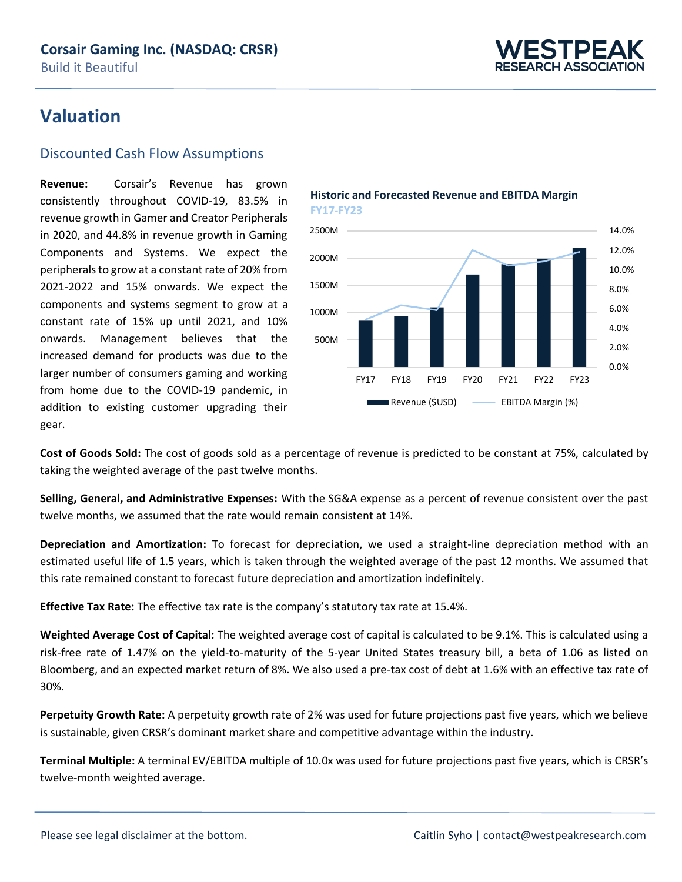# Valuation

## Discounted Cash Flow Assumptions

**Revenue:** Corsair's Revenue has grown consistently throughout COVID-19, 83.5% in revenue growth in Gamer and Creator Peripherals in 2020, and 44.8% in revenue growth in Gaming Components and Systems. We expect the peripherals to grow at a constant rate of 20% from 2021-2022 and 15% onwards. We expect the components and systems segment to grow at a constant rate of 15% up until 2021, and 10% onwards. Management believes that the increased demand for products was due to the larger number of consumers gaming and working from home due to the COVID-19 pandemic, in addition to existing customer upgrading their gear.

**Historic and Forecasted Revenue and EBITDA Margin**
FY17-FY23

**Cost of Goods Sold:** The cost of goods sold as a percentage of revenue is predicted to be constant at 75%, calculated by taking the weighted average of the past twelve months.

**Selling, General, and Administrative Expenses:** With the SG&A expense as a percent of revenue consistent over the past twelve months, we assumed that the rate would remain consistent at 14%.

**Depreciation and Amortization:** To forecast for depreciation, we used a straight-line depreciation method with an estimated useful life of 1.5 years, which is taken through the weighted average of the past 12 months. We assumed that this rate remained constant to forecast future depreciation and amortization indefinitely.

**Effective Tax Rate:** The effective tax rate is the company's statutory tax rate at 15.4%.

**Weighted Average Cost of Capital:** The weighted average cost of capital is calculated to be 9.1%. This is calculated using a risk-free rate of 1.47% on the yield-to-maturity of the 5-year United States treasury bill, a beta of 1.06 as listed on Bloomberg, and an expected market return of 8%. We also used a pre-tax cost of debt at 1.6% with an effective tax rate of 30%.

**Perpetuity Growth Rate:** A perpetuity growth rate of 2% was used for future projections past five years, which we believe is sustainable, given CRSR's dominant market share and competitive advantage within the industry.

**Terminal Multiple:** A terminal EV/EBITDA multiple of 10.0x was used for future projections past five years, which is CRSR's twelve-month weighted average.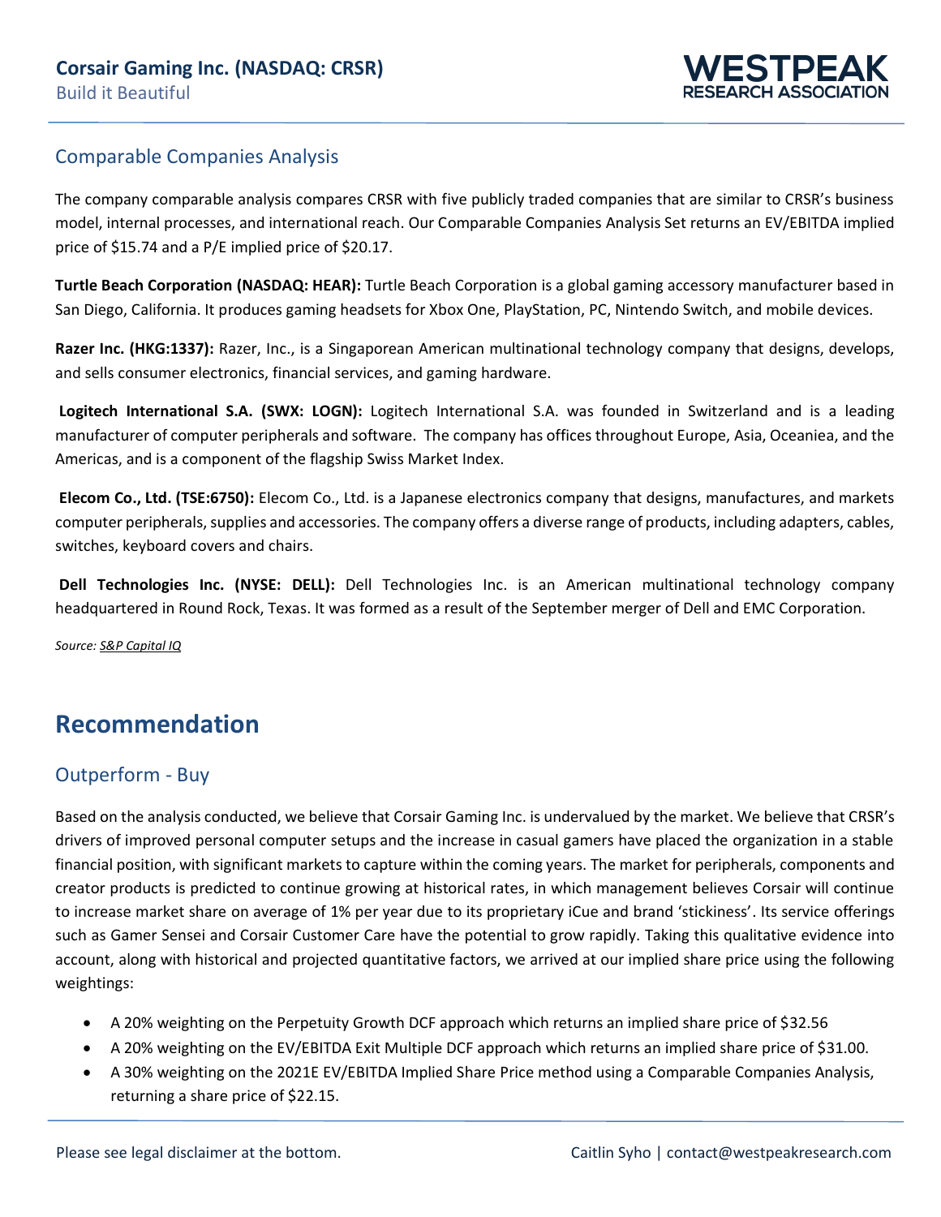## Comparable Companies Analysis

The company comparable analysis compares CRSR with five publicly traded companies that are similar to CRSR's business model, internal processes, and international reach. Our Comparable Companies Analysis Set returns an EV/EBITDA implied price of $15.74 and a P/E implied price of $20.17.

**Turtle Beach Corporation (NASDAQ: HEAR):** Turtle Beach Corporation is a global gaming accessory manufacturer based in San Diego, California. It produces gaming headsets for Xbox One, PlayStation, PC, Nintendo Switch, and mobile devices.

**Razer Inc. (HKG:1337):** Razer, Inc., is a Singaporean American multinational technology company that designs, develops, and sells consumer electronics, financial services, and gaming hardware.

**Logitech International S.A. (SWX: LOGN):** Logitech International S.A. was founded in Switzerland and is a leading manufacturer of computer peripherals and software. The company has offices throughout Europe, Asia, Oceaniea, and the Americas, and is a component of the flagship Swiss Market Index.

**Elecom Co., Ltd. (TSE:6750):** Elecom Co., Ltd. is a Japanese electronics company that designs, manufactures, and markets computer peripherals, supplies and accessories. The company offers a diverse range of products, including adapters, cables, switches, keyboard covers and chairs.

**Dell Technologies Inc. (NYSE: DELL):** Dell Technologies Inc. is an American multinational technology company headquartered in Round Rock, Texas. It was formed as a result of the September merger of Dell and EMC Corporation.

*Source: S&P Capital IQ*

# Recommendation

## Outperform - Buy

Based on the analysis conducted, we believe that Corsair Gaming Inc. is undervalued by the market. We believe that CRSR's drivers of improved personal computer setups and the increase in casual gamers have placed the organization in a stable financial position, with significant markets to capture within the coming years. The market for peripherals, components and creator products is predicted to continue growing at historical rates, in which management believes Corsair will continue to increase market share on average of 1% per year due to its proprietary iCue and brand 'stickiness'. Its service offerings such as Gamer Sensei and Corsair Customer Care have the potential to grow rapidly. Taking this qualitative evidence into account, along with historical and projected quantitative factors, we arrived at our implied share price using the following weightings:

- A 20% weighting on the Perpetuity Growth DCF approach which returns an implied share price of $32.56
- A 20% weighting on the EV/EBITDA Exit Multiple DCF approach which returns an implied share price of $31.00.
- A 30% weighting on the 2021E EV/EBITDA Implied Share Price method using a Comparable Companies Analysis, returning a share price of $22.15.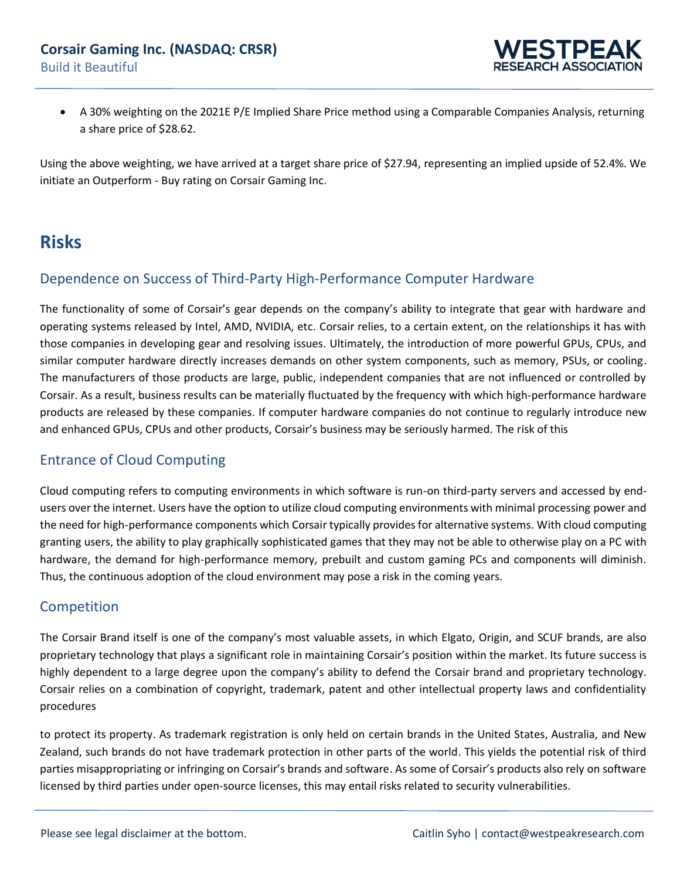- A 30% weighting on the 2021E P/E Implied Share Price method using a Comparable Companies Analysis, returning a share price of $28.62.

Using the above weighting, we have arrived at a target share price of $27.94, representing an implied upside of 52.4%. We initiate an Outperform - Buy rating on Corsair Gaming Inc.

# Risks

## Dependence on Success of Third-Party High-Performance Computer Hardware

The functionality of some of Corsair's gear depends on the company's ability to integrate that gear with hardware and operating systems released by Intel, AMD, NVIDIA, etc. Corsair relies, to a certain extent, on the relationships it has with those companies in developing gear and resolving issues. Ultimately, the introduction of more powerful GPUs, CPUs, and similar computer hardware directly increases demands on other system components, such as memory, PSUs, or cooling. The manufacturers of those products are large, public, independent companies that are not influenced or controlled by Corsair. As a result, business results can be materially fluctuated by the frequency with which high-performance hardware products are released by these companies. If computer hardware companies do not continue to regularly introduce new and enhanced GPUs, CPUs and other products, Corsair's business may be seriously harmed. The risk of this

## Entrance of Cloud Computing

Cloud computing refers to computing environments in which software is run-on third-party servers and accessed by end-users over the internet. Users have the option to utilize cloud computing environments with minimal processing power and the need for high-performance components which Corsair typically provides for alternative systems. With cloud computing granting users, the ability to play graphically sophisticated games that they may not be able to otherwise play on a PC with hardware, the demand for high-performance memory, prebuilt and custom gaming PCs and components will diminish. Thus, the continuous adoption of the cloud environment may pose a risk in the coming years.

## Competition

The Corsair Brand itself is one of the company's most valuable assets, in which Elgato, Origin, and SCUF brands, are also proprietary technology that plays a significant role in maintaining Corsair's position within the market. Its future success is highly dependent to a large degree upon the company's ability to defend the Corsair brand and proprietary technology. Corsair relies on a combination of copyright, trademark, patent and other intellectual property laws and confidentiality procedures

to protect its property. As trademark registration is only held on certain brands in the United States, Australia, and New Zealand, such brands do not have trademark protection in other parts of the world. This yields the potential risk of third parties misappropriating or infringing on Corsair's brands and software. As some of Corsair's products also rely on software licensed by third parties under open-source licenses, this may entail risks related to security vulnerabilities.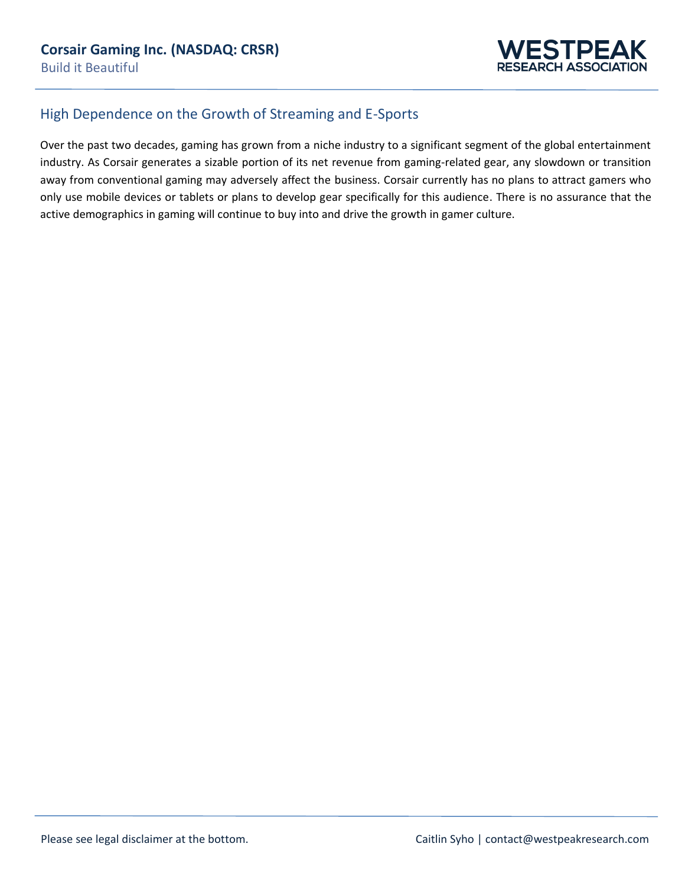## High Dependence on the Growth of Streaming and E-Sports

Over the past two decades, gaming has grown from a niche industry to a significant segment of the global entertainment industry. As Corsair generates a sizable portion of its net revenue from gaming-related gear, any slowdown or transition away from conventional gaming may adversely affect the business. Corsair currently has no plans to attract gamers who only use mobile devices or tablets or plans to develop gear specifically for this audience. There is no assurance that the active demographics in gaming will continue to buy into and drive the growth in gamer culture.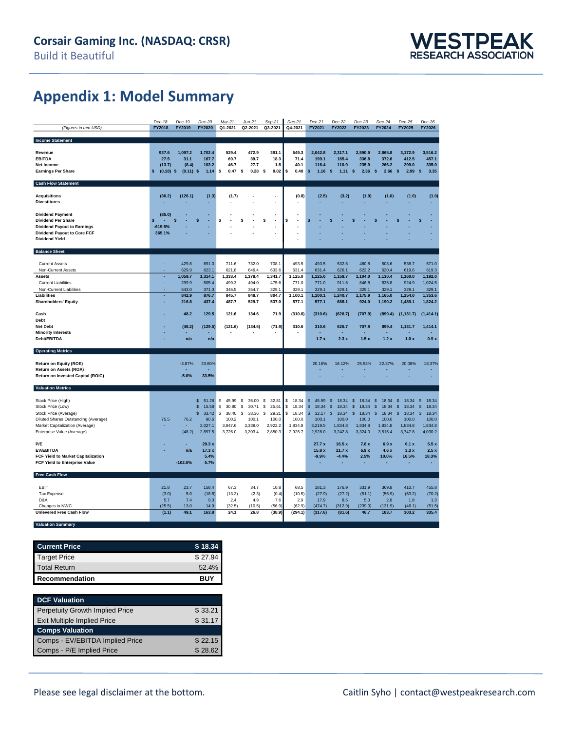## Appendix 1: Model Summary

| *(Figures in mm USD)* | Dec-18 FY2018 | Dec-19 FY2019 | Dec-20 FY2020 | Mar-21 Q1-2021 | Jun-21 Q2-2021 | Sep-21 Q3-2021 | Dec-21 Q4-2021 | Dec-21 FY2021 | Dec-22 FY2022 | Dec-23 FY2023 | Dec-24 FY2024 | Dec-25 FY2025 | Dec-26 FY2026 |
|---|---|---|---|---|---|---|---|---|---|---|---|---|---|
| **Income Statement** | | | | | | | | | | | | | |
| **Revenue** | 937.6 | 1,097.2 | 1,702.4 | 529.4 | 472.9 | 391.1 | 649.3 | 2,042.8 | 2,317.1 | 2,590.9 | 2,865.8 | 3,172.9 | 3,516.2 |
| **EBITDA** | 27.5 | 31.1 | 167.7 | 69.7 | 39.7 | 18.3 | 71.4 | 199.1 | 185.4 | 336.8 | 372.6 | 412.5 | 457.1 |
| **Net Income** | (13.7) | (8.4) | 103.2 | 46.7 | 27.7 | 1.8 | 40.1 | 116.4 | 110.9 | 235.9 | 266.2 | 299.0 | 335.0 |
| **Earnings Per Share** | $ (0.18) | $ (0.11) | $ 1.14 | $ 0.47 | $ 0.28 | $ 0.02 | $ 0.40 | $ 1.16 | $ 1.11 | $ 2.36 | $ 2.66 | $ 2.99 | $ 3.35 |
| **Cash Flow Statement** | | | | | | | | | | | | | |
| **Acquisitions** | (30.2) | (126.1) | (1.3) | (1.7) | - | - | (0.8) | (2.5) | (3.2) | (1.0) | (1.0) | (1.0) | (1.0) |
| **Divestitures** | - | - | - | - | - | - | - | - | - | - | - | - | - |
| **Dividend Payment** | (85.0) | - | - | - | - | - | - | - | - | - | - | - | - |
| **Dividend Per Share** | $ - | $ - | $ - | $ - | $ - | $ - | $ - | $ - | $ - | $ - | $ - | $ - | $ - |
| **Dividend Payout to Earnings** | -619.5% | - | - | - | - | - | - | - | - | - | - | - | - |
| **Dividend Payout to Core FCF** | 365.1% | - | - | - | - | - | - | - | - | - | - | - | - |
| **Dividend Yield** | | | | | | | - | - | - | - | - | - | - |
| **Balance Sheet** | | | | | | | | | | | | | |
| Current Assets | - | 429.8 | 691.0 | 711.6 | 732.0 | 708.1 | 493.5 | 493.5 | 532.6 | 480.8 | 508.6 | 538.7 | 571.0 |
| Non-Current Assets | - | 629.9 | 623.1 | 621.8 | 646.4 | 633.6 | 631.4 | 631.4 | 626.1 | 622.2 | 620.4 | 619.6 | 619.3 |
| **Assets** | - | 1,059.7 | 1,314.1 | 1,333.4 | 1,378.4 | 1,341.7 | 1,125.0 | 1,125.0 | 1,158.7 | 1,104.0 | 1,130.4 | 1,160.0 | 1,192.0 |
| Current Liabilities | - | 299.9 | 505.4 | 499.3 | 494.0 | 475.6 | 771.0 | 771.0 | 911.6 | 846.8 | 835.8 | 924.9 | 1,024.5 |
| Non-Current Liabilities | - | 543.0 | 371.3 | 346.5 | 354.7 | 329.1 | 329.1 | 329.1 | 329.1 | 329.1 | 329.1 | 329.1 | 329.1 |
| **Liabilities** | - | 842.9 | 876.7 | 845.7 | 848.7 | 804.7 | 1,100.1 | 1,100.1 | 1,240.7 | 1,175.9 | 1,165.0 | 1,254.0 | 1,353.6 |
| **Shareholders' Equity** | - | 216.8 | 437.4 | 487.7 | 529.7 | 537.0 | 577.1 | 577.1 | 688.1 | 924.0 | 1,190.2 | 1,489.1 | 1,824.2 |
| **Cash** | - | 48.2 | 129.5 | 121.6 | 134.6 | 71.9 | (310.6) | (310.6) | (626.7) | (707.9) | (899.4) | (1,131.7) | (1,414.1) |
| **Debt** | | | | | | | | | | | | | |
| **Net Debt** | - | (48.2) | (129.5) | (121.6) | (134.6) | (71.9) | 310.6 | 310.6 | 626.7 | 707.9 | 899.4 | 1,131.7 | 1,414.1 |
| **Minority Interests** | - | - | - | - | - | - | - | - | - | - | - | - | - |
| **Debt/EBITDA** | - | n/a | n/a | | | | | 1.7 x | 2.3 x | 1.5 x | 1.2 x | 1.0 x | 0.9 x |
| **Operating Metrics** | | | | | | | | | | | | | |
| **Return on Equity (ROE)** | | -3.87% | 23.60% | | | | | 20.16% | 16.12% | 25.53% | 22.37% | 20.08% | 18.37% |
| **Return on Assets (ROA)** | | - | - | | | | | - | - | - | - | - | - |
| **Return on Invested Capital (ROIC)** | | -5.0% | 33.5% | | | | | - | - | - | - | - | - |
| **Valuation Metrics** | | | | | | | | | | | | | |
| Stock Price (High) | | | $ 51.26 | $ 45.99 | $ 36.00 | $ 32.81 | $ 18.34 | $ 45.99 | $ 18.34 | $ 18.34 | $ 18.34 | $ 18.34 | $ 18.34 |
| Stock Price (Low) | | | $ 15.58 | $ 30.80 | $ 30.71 | $ 25.61 | $ 18.34 | $ 18.34 | $ 18.34 | $ 18.34 | $ 18.34 | $ 18.34 | $ 18.34 |
| Stock Price (Average) | | | $ 33.42 | $ 38.40 | $ 33.36 | $ 29.21 | $ 18.34 | $ 32.17 | $ 18.34 | $ 18.34 | $ 18.34 | $ 18.34 | $ 18.34 |
| Diluted Shares Outstanding (Average) | 75.5 | 76.2 | 90.6 | 100.2 | 100.1 | 100.0 | 100.0 | 100.1 | 100.0 | 100.0 | 100.0 | 100.0 | 100.0 |
| Market Capitalization (Average) | - | - | 3,027.1 | 3,847.6 | 3,338.0 | 2,922.2 | 1,834.8 | 3,219.5 | 1,834.8 | 1,834.8 | 1,834.8 | 1,834.8 | 1,834.8 |
| Enterprise Value (Average) | - | (48.2) | 2,897.5 | 3,726.0 | 3,203.4 | 2,850.3 | 2,926.7 | 2,928.0 | 3,242.8 | 3,324.0 | 3,515.4 | 3,747.8 | 4,030.2 |
| **P/E** | - | - | 29.3 x | | | | | 27.7 x | 16.5 x | 7.8 x | 6.9 x | 6.1 x | 5.5 x |
| **EV/EBITDA** | - | n/a | 17.3 x | | | | | 15.8 x | 11.7 x | 6.9 x | 4.6 x | 3.3 x | 2.5 x |
| **FCF Yield to Market Capitalization** | | | 5.4% | | | | | -9.9% | -4.4% | 2.5% | 10.0% | 16.5% | 18.3% |
| **FCF Yield to Enterprise Value** | | -102.0% | 5.7% | | | | | - | - | - | - | - | - |
| **Free Cash Flow** | | | | | | | | | | | | | |
| EBIT | 21.8 | 23.7 | 158.4 | 67.3 | 34.7 | 10.8 | 68.5 | 181.3 | 176.9 | 331.9 | 369.8 | 410.7 | 455.8 |
| Tax Expense | (3.0) | 5.0 | (18.8) | (13.2) | (2.3) | (0.4) | (10.5) | (27.9) | (27.2) | (51.1) | (56.9) | (63.2) | (70.2) |
| D&A | 5.7 | 7.4 | 9.3 | 2.4 | 4.9 | 7.6 | 2.9 | 17.9 | 8.5 | 5.0 | 2.8 | 1.8 | 1.3 |
| Changes in NWC | (25.5) | 13.0 | 14.9 | (32.5) | (10.5) | (56.9) | (62.9) | (474.7) | (312.9) | (239.0) | (131.9) | (46.1) | (51.5) |
| **Unlevered Free Cash Flow** | (1.1) | 49.1 | 163.8 | 24.1 | 26.8 | (38.9) | (294.1) | (317.6) | (81.6) | 46.7 | 183.7 | 303.2 | 335.4 |
| **Valuation Summary** | | | | | | | | | | | | | |

| **Current Price** | **$ 18.34** |
|---|---|
| Target Price | $ 27.94 |
| Total Return | 52.4% |
| **Recommendation** | **BUY** |

| **DCF Valuation** | |
|---|---|
| Perpetuity Growth Implied Price | $ 33.21 |
| Exit Multiple Implied Price | $ 31.17 |
| **Comps Valuation** | |
| Comps - EV/EBITDA Implied Price | $ 22.15 |
| Comps - P/E Implied Price | $ 28.62 |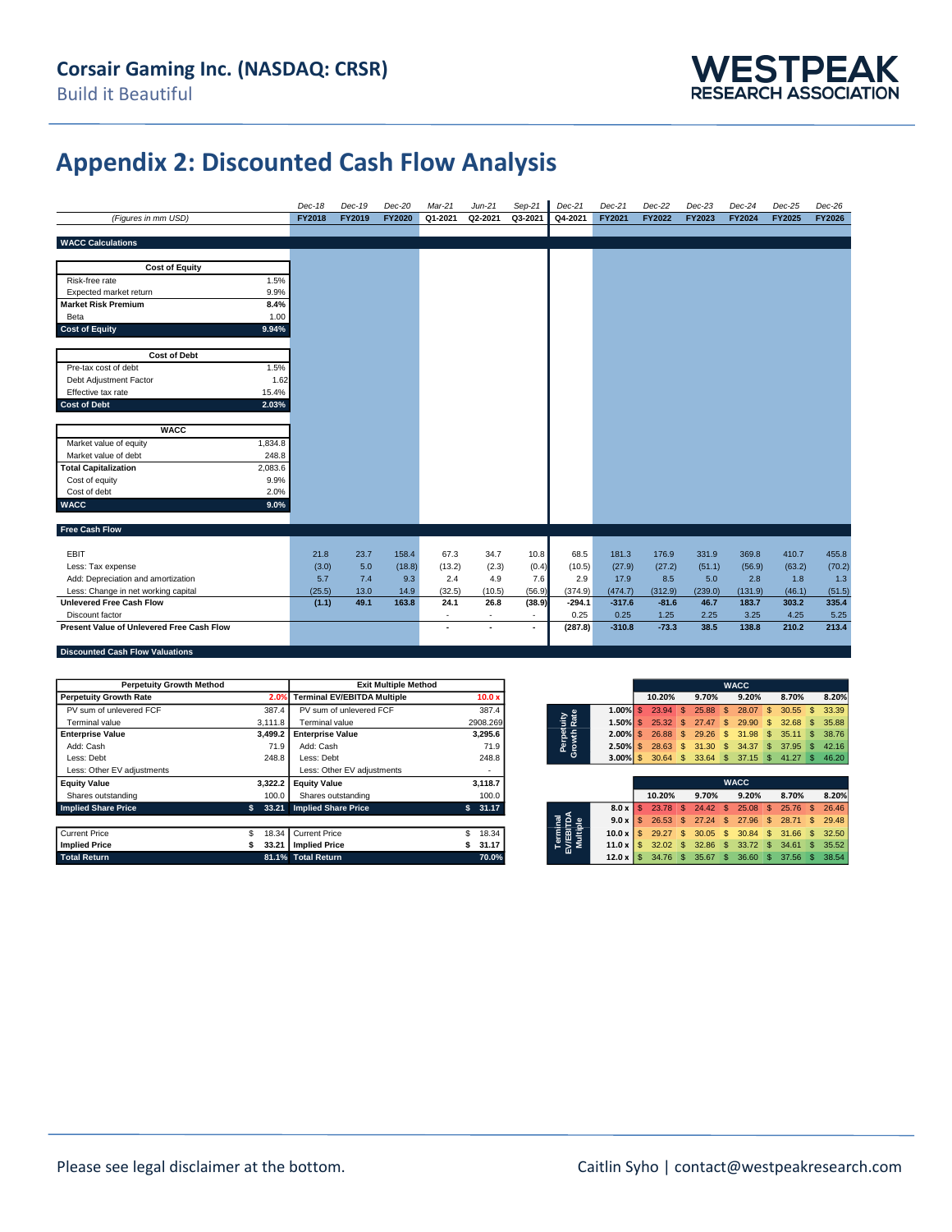# Appendix 2: Discounted Cash Flow Analysis

| (Figures in mm USD) | | Dec-18 FY2018 | Dec-19 FY2019 | Dec-20 FY2020 | Mar-21 Q1-2021 | Jun-21 Q2-2021 | Sep-21 Q3-2021 | Dec-21 Q4-2021 | Dec-21 FY2021 | Dec-22 FY2022 | Dec-23 FY2023 | Dec-24 FY2024 | Dec-25 FY2025 | Dec-26 FY2026 |
|---|---|---|---|---|---|---|---|---|---|---|---|---|---|---|
| **WACC Calculations** | | | | | | | | | | | | | | |
| **Cost of Equity** | | | | | | | | | | | | | | |
| Risk-free rate | 1.5% | | | | | | | | | | | | | |
| Expected market return | 9.9% | | | | | | | | | | | | | |
| **Market Risk Premium** | **8.4%** | | | | | | | | | | | | | |
| Beta | 1.00 | | | | | | | | | | | | | |
| **Cost of Equity** | **9.94%** | | | | | | | | | | | | | |
| **Cost of Debt** | | | | | | | | | | | | | | |
| Pre-tax cost of debt | 1.5% | | | | | | | | | | | | | |
| Debt Adjustment Factor | 1.62 | | | | | | | | | | | | | |
| Effective tax rate | 15.4% | | | | | | | | | | | | | |
| **Cost of Debt** | **2.03%** | | | | | | | | | | | | | |
| **WACC** | | | | | | | | | | | | | | |
| Market value of equity | 1,834.8 | | | | | | | | | | | | | |
| Market value of debt | 248.8 | | | | | | | | | | | | | |
| **Total Capitalization** | 2,083.6 | | | | | | | | | | | | | |
| Cost of equity | 9.9% | | | | | | | | | | | | | |
| Cost of debt | 2.0% | | | | | | | | | | | | | |
| **WACC** | **9.0%** | | | | | | | | | | | | | |
| **Free Cash Flow** | | | | | | | | | | | | | | |
| EBIT | | 21.8 | 23.7 | 158.4 | 67.3 | 34.7 | 10.8 | 68.5 | 181.3 | 176.9 | 331.9 | 369.8 | 410.7 | 455.8 |
| Less: Tax expense | | (3.0) | 5.0 | (18.8) | (13.2) | (2.3) | (0.4) | (10.5) | (27.9) | (27.2) | (51.1) | (56.9) | (63.2) | (70.2) |
| Add: Depreciation and amortization | | 5.7 | 7.4 | 9.3 | 2.4 | 4.9 | 7.6 | 2.9 | 17.9 | 8.5 | 5.0 | 2.8 | 1.8 | 1.3 |
| Less: Change in net working capital | | (25.5) | 13.0 | 14.9 | (32.5) | (10.5) | (56.9) | (374.9) | (474.7) | (312.9) | (239.0) | (131.9) | (46.1) | (51.5) |
| **Unlevered Free Cash Flow** | | **(1.1)** | **49.1** | **163.8** | **24.1** | **26.8** | **(38.9)** | **-294.1** | **-317.6** | **-81.6** | **46.7** | **183.7** | **303.2** | **335.4** |
| Discount factor | | | | | - | - | - | 0.25 | 0.25 | 1.25 | 2.25 | 3.25 | 4.25 | 5.25 |
| **Present Value of Unlevered Free Cash Flow** | | | | | **-** | **-** | **-** | **(287.8)** | **-310.8** | **-73.3** | **38.5** | **138.8** | **210.2** | **213.4** |

**Discounted Cash Flow Valuations**

| Perpetuity Growth Method | | Exit Multiple Method | |
|---|---|---|---|
| **Perpetuity Growth Rate** | **2.0%** | **Terminal EV/EBITDA Multiple** | **10.0 x** |
| PV sum of unlevered FCF | 387.4 | PV sum of unlevered FCF | 387.4 |
| Terminal value | 3,111.8 | Terminal value | 2908.269 |
| **Enterprise Value** | **3,499.2** | **Enterprise Value** | **3,295.6** |
| Add: Cash | 71.9 | Add: Cash | 71.9 |
| Less: Debt | 248.8 | Less: Debt | 248.8 |
| Less: Other EV adjustments | | Less: Other EV adjustments | - |
| **Equity Value** | **3,322.2** | **Equity Value** | **3,118.7** |
| Shares outstanding | 100.0 | Shares outstanding | 100.0 |
| **Implied Share Price** | **$ 33.21** | **Implied Share Price** | **$ 31.17** |
| Current Price | $ 18.34 | Current Price | $ 18.34 |
| **Implied Price** | **$ 33.21** | **Implied Price** | **$ 31.17** |
| **Total Return** | **81.1%** | **Total Return** | **70.0%** |

| Perpetuity Growth Rate \ WACC | 10.20% | 9.70% | 9.20% | 8.70% | 8.20% |
|---|---|---|---|---|---|
| 1.00% | $ 23.94 | $ 25.88 | $ 28.07 | $ 30.55 | $ 33.39 |
| 1.50% | $ 25.32 | $ 27.47 | $ 29.90 | $ 32.68 | $ 35.88 |
| 2.00% | $ 26.88 | $ 29.26 | $ 31.98 | $ 35.11 | $ 38.76 |
| 2.50% | $ 28.63 | $ 31.30 | $ 34.37 | $ 37.95 | $ 42.16 |
| 3.00% | $ 30.64 | $ 33.64 | $ 37.15 | $ 41.27 | $ 46.20 |

| Terminal EV/EBITDA Multiple \ WACC | 10.20% | 9.70% | 9.20% | 8.70% | 8.20% |
|---|---|---|---|---|---|
| 8.0 x | $ 23.78 | $ 24.42 | $ 25.08 | $ 25.76 | $ 26.46 |
| 9.0 x | $ 26.53 | $ 27.24 | $ 27.96 | $ 28.71 | $ 29.48 |
| 10.0 x | $ 29.27 | $ 30.05 | $ 30.84 | $ 31.66 | $ 32.50 |
| 11.0 x | $ 32.02 | $ 32.86 | $ 33.72 | $ 34.61 | $ 35.52 |
| 12.0 x | $ 34.76 | $ 35.67 | $ 36.60 | $ 37.56 | $ 38.54 |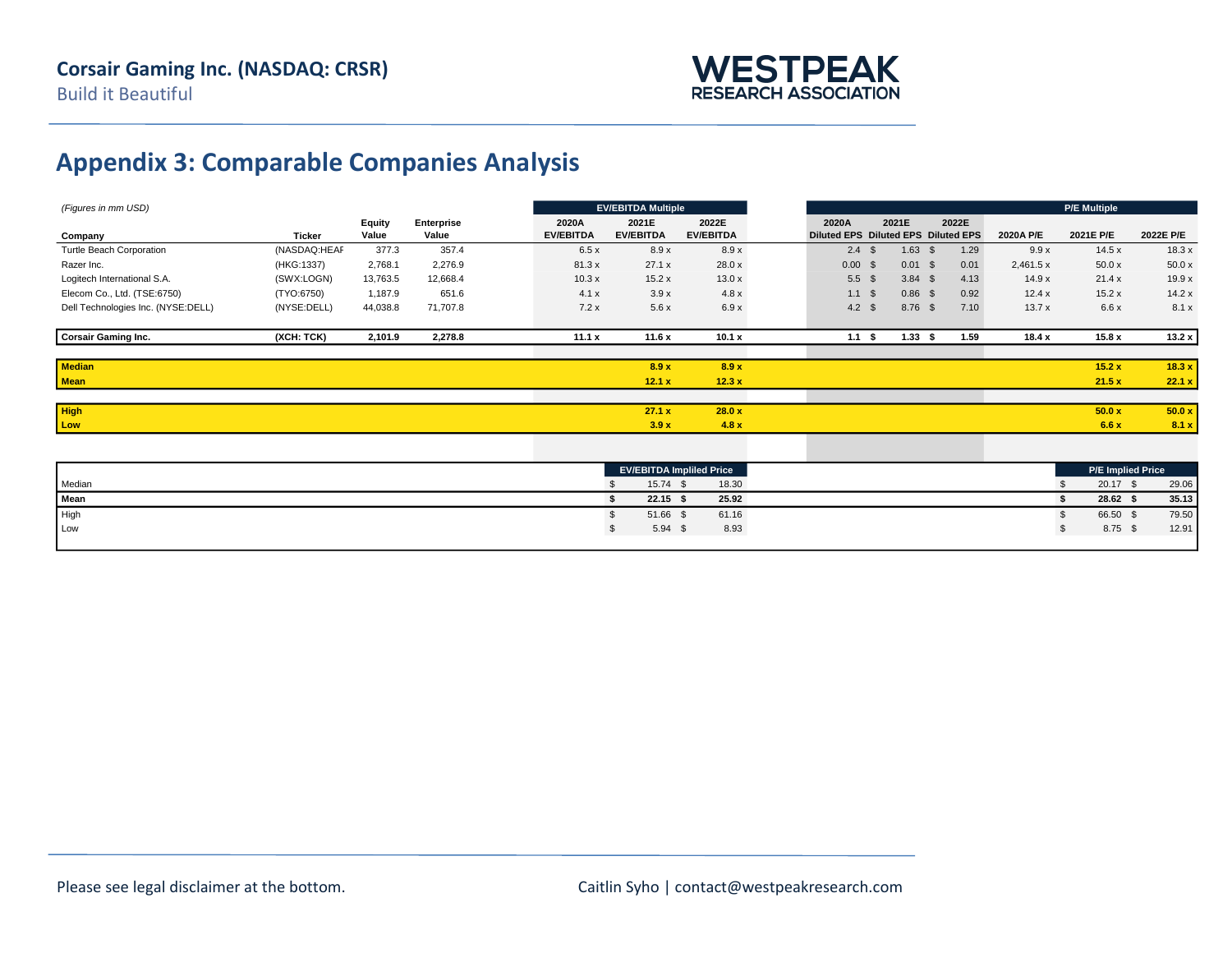## Appendix 3: Comparable Companies Analysis

*(Figures in mm USD)*

| Company | Ticker | Equity Value | Enterprise Value | EV/EBITDA Multiple 2020A EV/EBITDA | 2021E EV/EBITDA | 2022E EV/EBITDA | 2020A Diluted EPS | 2021E Diluted EPS | 2022E Diluted EPS | P/E Multiple 2020A P/E | 2021E P/E | 2022E P/E |
|---|---|---|---|---|---|---|---|---|---|---|---|---|
| Turtle Beach Corporation | (NASDAQ:HEAF | 377.3 | 357.4 | 6.5 x | 8.9 x | 8.9 x | 2.4 | $ 1.63 | $ 1.29 | 9.9 x | 14.5 x | 18.3 x |
| Razer Inc. | (HKG:1337) | 2,768.1 | 2,276.9 | 81.3 x | 27.1 x | 28.0 x | 0.00 | $ 0.01 | $ 0.01 | 2,461.5 x | 50.0 x | 50.0 x |
| Logitech International S.A. | (SWX:LOGN) | 13,763.5 | 12,668.4 | 10.3 x | 15.2 x | 13.0 x | 5.5 | $ 3.84 | $ 4.13 | 14.9 x | 21.4 x | 19.9 x |
| Elecom Co., Ltd. (TSE:6750) | (TYO:6750) | 1,187.9 | 651.6 | 4.1 x | 3.9 x | 4.8 x | 1.1 | $ 0.86 | $ 0.92 | 12.4 x | 15.2 x | 14.2 x |
| Dell Technologies Inc. (NYSE:DELL) | (NYSE:DELL) | 44,038.8 | 71,707.8 | 7.2 x | 5.6 x | 6.9 x | 4.2 | $ 8.76 | $ 7.10 | 13.7 x | 6.6 x | 8.1 x |
| **Corsair Gaming Inc.** | **(XCH: TCK)** | **2,101.9** | **2,278.8** | **11.1 x** | **11.6 x** | **10.1 x** | **1.1** | **$ 1.33** | **$ 1.59** | **18.4 x** | **15.8 x** | **13.2 x** |
| **Median** | | | | | **8.9 x** | **8.9 x** | | | | | **15.2 x** | **18.3 x** |
| **Mean** | | | | | **12.1 x** | **12.3 x** | | | | | **21.5 x** | **22.1 x** |
| **High** | | | | | **27.1 x** | **28.0 x** | | | | | **50.0 x** | **50.0 x** |
| **Low** | | | | | **3.9 x** | **4.8 x** | | | | | **6.6 x** | **8.1 x** |

| | EV/EBITDA Implied Price | | P/E Implied Price | |
|---|---|---|---|---|
| Median | $ 15.74 | $ 18.30 | $ 20.17 | $ 29.06 |
| **Mean** | **$ 22.15** | **$ 25.92** | **$ 28.62** | **$ 35.13** |
| High | $ 51.66 | $ 61.16 | $ 66.50 | $ 79.50 |
| Low | $ 5.94 | $ 8.93 | $ 8.75 | $ 12.91 |

Please see legal disclaimer at the bottom.

Caitlin Syho | contact@westpeakresearch.com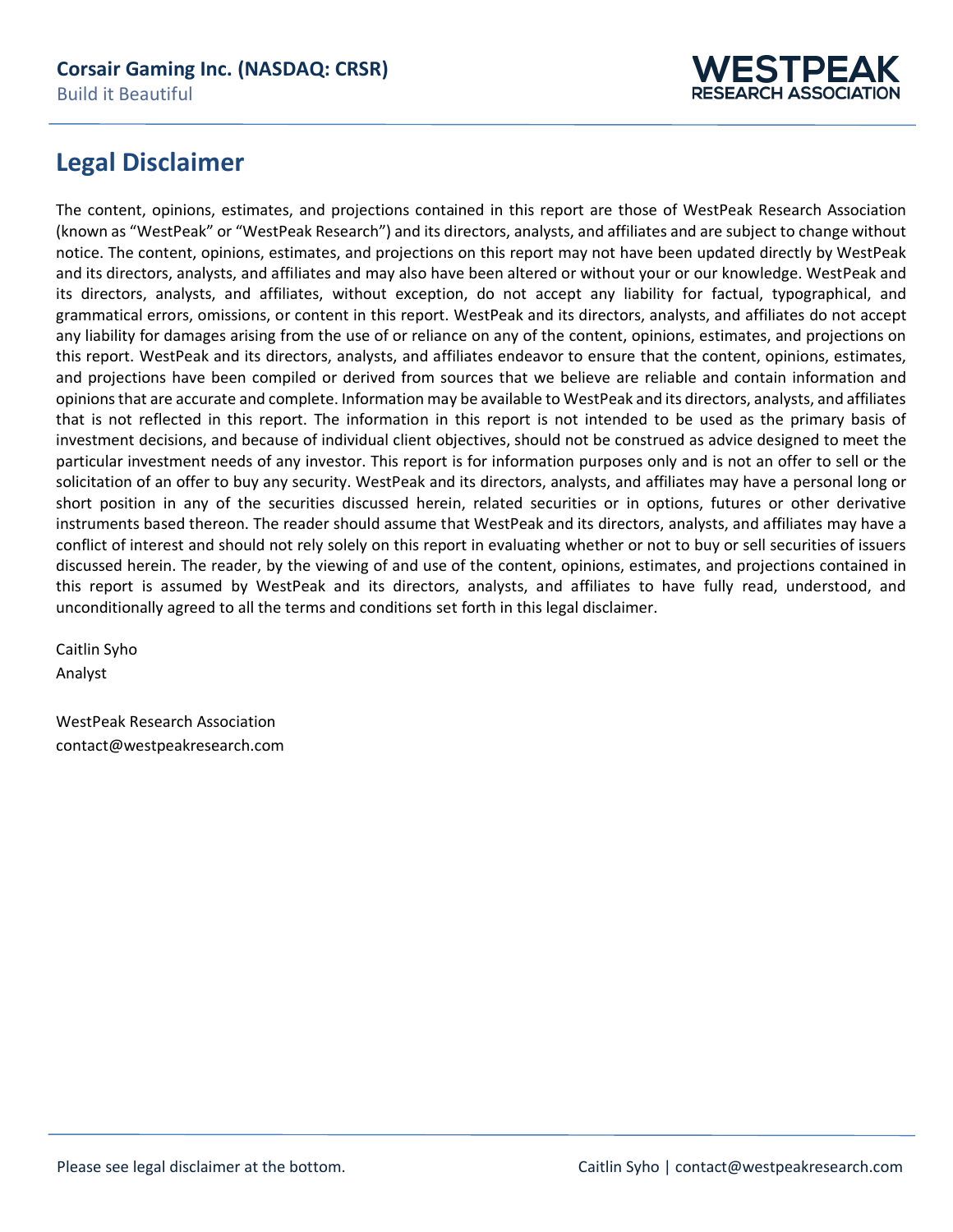## Legal Disclaimer

The content, opinions, estimates, and projections contained in this report are those of WestPeak Research Association (known as "WestPeak" or "WestPeak Research") and its directors, analysts, and affiliates and are subject to change without notice. The content, opinions, estimates, and projections on this report may not have been updated directly by WestPeak and its directors, analysts, and affiliates and may also have been altered or without your or our knowledge. WestPeak and its directors, analysts, and affiliates, without exception, do not accept any liability for factual, typographical, and grammatical errors, omissions, or content in this report. WestPeak and its directors, analysts, and affiliates do not accept any liability for damages arising from the use of or reliance on any of the content, opinions, estimates, and projections on this report. WestPeak and its directors, analysts, and affiliates endeavor to ensure that the content, opinions, estimates, and projections have been compiled or derived from sources that we believe are reliable and contain information and opinions that are accurate and complete. Information may be available to WestPeak and its directors, analysts, and affiliates that is not reflected in this report. The information in this report is not intended to be used as the primary basis of investment decisions, and because of individual client objectives, should not be construed as advice designed to meet the particular investment needs of any investor. This report is for information purposes only and is not an offer to sell or the solicitation of an offer to buy any security. WestPeak and its directors, analysts, and affiliates may have a personal long or short position in any of the securities discussed herein, related securities or in options, futures or other derivative instruments based thereon. The reader should assume that WestPeak and its directors, analysts, and affiliates may have a conflict of interest and should not rely solely on this report in evaluating whether or not to buy or sell securities of issuers discussed herein. The reader, by the viewing of and use of the content, opinions, estimates, and projections contained in this report is assumed by WestPeak and its directors, analysts, and affiliates to have fully read, understood, and unconditionally agreed to all the terms and conditions set forth in this legal disclaimer.

Caitlin Syho
Analyst

WestPeak Research Association
contact@westpeakresearch.com